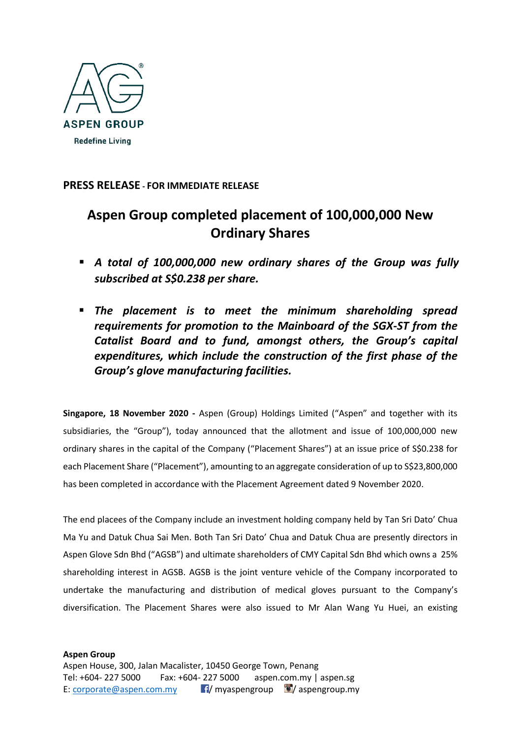ASPEN GROUP

Redefine Living

**PRESS RELEASE - FOR IMMEDIATE RELEASE**

# Aspen Group completed placement of 100,000,000 New Ordinary Shares

- ***A total of 100,000,000 new ordinary shares of the Group was fully subscribed at S$0.238 per share.***
- ***The placement is to meet the minimum shareholding spread requirements for promotion to the Mainboard of the SGX-ST from the Catalist Board and to fund, amongst others, the Group's capital expenditures, which include the construction of the first phase of the Group's glove manufacturing facilities.***

**Singapore, 18 November 2020 -** Aspen (Group) Holdings Limited ("Aspen" and together with its subsidiaries, the "Group"), today announced that the allotment and issue of 100,000,000 new ordinary shares in the capital of the Company ("Placement Shares") at an issue price of S$0.238 for each Placement Share ("Placement"), amounting to an aggregate consideration of up to S$23,800,000 has been completed in accordance with the Placement Agreement dated 9 November 2020.

The end placees of the Company include an investment holding company held by Tan Sri Dato' Chua Ma Yu and Datuk Chua Sai Men. Both Tan Sri Dato' Chua and Datuk Chua are presently directors in Aspen Glove Sdn Bhd ("AGSB") and ultimate shareholders of CMY Capital Sdn Bhd which owns a 25% shareholding interest in AGSB. AGSB is the joint venture vehicle of the Company incorporated to undertake the manufacturing and distribution of medical gloves pursuant to the Company's diversification. The Placement Shares were also issued to Mr Alan Wang Yu Huei, an existing

**Aspen Group**
Aspen House, 300, Jalan Macalister, 10450 George Town, Penang
Tel: +604- 227 5000 Fax: +604- 227 5000 aspen.com.my | aspen.sg
E: corporate@aspen.com.my / myaspengroup / aspengroup.my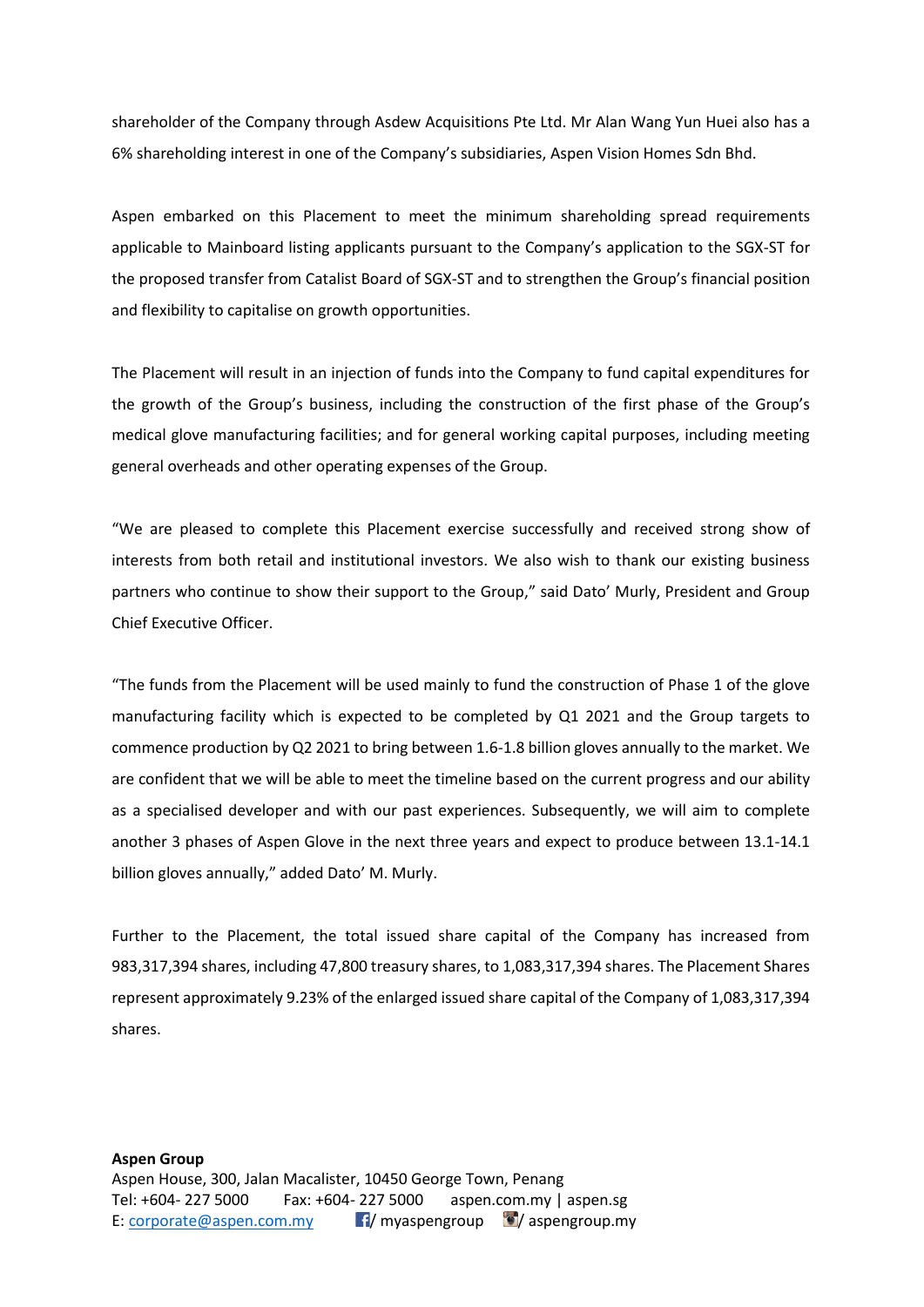shareholder of the Company through Asdew Acquisitions Pte Ltd. Mr Alan Wang Yun Huei also has a 6% shareholding interest in one of the Company's subsidiaries, Aspen Vision Homes Sdn Bhd.

Aspen embarked on this Placement to meet the minimum shareholding spread requirements applicable to Mainboard listing applicants pursuant to the Company's application to the SGX-ST for the proposed transfer from Catalist Board of SGX-ST and to strengthen the Group's financial position and flexibility to capitalise on growth opportunities.

The Placement will result in an injection of funds into the Company to fund capital expenditures for the growth of the Group's business, including the construction of the first phase of the Group's medical glove manufacturing facilities; and for general working capital purposes, including meeting general overheads and other operating expenses of the Group.

"We are pleased to complete this Placement exercise successfully and received strong show of interests from both retail and institutional investors. We also wish to thank our existing business partners who continue to show their support to the Group," said Dato' Murly, President and Group Chief Executive Officer.

"The funds from the Placement will be used mainly to fund the construction of Phase 1 of the glove manufacturing facility which is expected to be completed by Q1 2021 and the Group targets to commence production by Q2 2021 to bring between 1.6-1.8 billion gloves annually to the market. We are confident that we will be able to meet the timeline based on the current progress and our ability as a specialised developer and with our past experiences. Subsequently, we will aim to complete another 3 phases of Aspen Glove in the next three years and expect to produce between 13.1-14.1 billion gloves annually," added Dato' M. Murly.

Further to the Placement, the total issued share capital of the Company has increased from 983,317,394 shares, including 47,800 treasury shares, to 1,083,317,394 shares. The Placement Shares represent approximately 9.23% of the enlarged issued share capital of the Company of 1,083,317,394 shares.

**Aspen Group**
Aspen House, 300, Jalan Macalister, 10450 George Town, Penang
Tel: +604- 227 5000 Fax: +604- 227 5000 aspen.com.my | aspen.sg
E: corporate@aspen.com.my / myaspengroup / aspengroup.my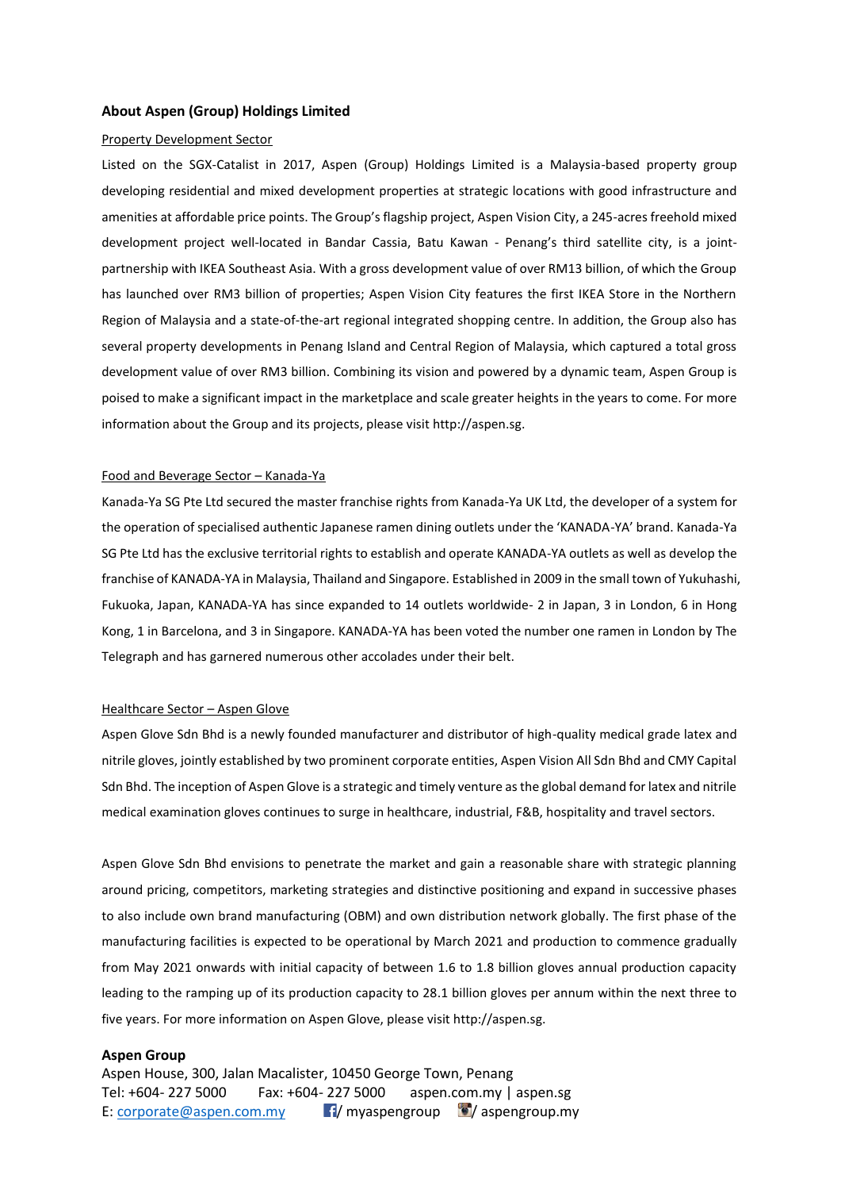### About Aspen (Group) Holdings Limited

Property Development Sector

Listed on the SGX-Catalist in 2017, Aspen (Group) Holdings Limited is a Malaysia-based property group developing residential and mixed development properties at strategic locations with good infrastructure and amenities at affordable price points. The Group's flagship project, Aspen Vision City, a 245-acres freehold mixed development project well-located in Bandar Cassia, Batu Kawan - Penang's third satellite city, is a joint-partnership with IKEA Southeast Asia. With a gross development value of over RM13 billion, of which the Group has launched over RM3 billion of properties; Aspen Vision City features the first IKEA Store in the Northern Region of Malaysia and a state-of-the-art regional integrated shopping centre. In addition, the Group also has several property developments in Penang Island and Central Region of Malaysia, which captured a total gross development value of over RM3 billion. Combining its vision and powered by a dynamic team, Aspen Group is poised to make a significant impact in the marketplace and scale greater heights in the years to come. For more information about the Group and its projects, please visit http://aspen.sg.

Food and Beverage Sector – Kanada-Ya

Kanada-Ya SG Pte Ltd secured the master franchise rights from Kanada-Ya UK Ltd, the developer of a system for the operation of specialised authentic Japanese ramen dining outlets under the 'KANADA-YA' brand. Kanada-Ya SG Pte Ltd has the exclusive territorial rights to establish and operate KANADA-YA outlets as well as develop the franchise of KANADA-YA in Malaysia, Thailand and Singapore. Established in 2009 in the small town of Yukuhashi, Fukuoka, Japan, KANADA-YA has since expanded to 14 outlets worldwide- 2 in Japan, 3 in London, 6 in Hong Kong, 1 in Barcelona, and 3 in Singapore. KANADA-YA has been voted the number one ramen in London by The Telegraph and has garnered numerous other accolades under their belt.

Healthcare Sector – Aspen Glove

Aspen Glove Sdn Bhd is a newly founded manufacturer and distributor of high-quality medical grade latex and nitrile gloves, jointly established by two prominent corporate entities, Aspen Vision All Sdn Bhd and CMY Capital Sdn Bhd. The inception of Aspen Glove is a strategic and timely venture as the global demand for latex and nitrile medical examination gloves continues to surge in healthcare, industrial, F&B, hospitality and travel sectors.

Aspen Glove Sdn Bhd envisions to penetrate the market and gain a reasonable share with strategic planning around pricing, competitors, marketing strategies and distinctive positioning and expand in successive phases to also include own brand manufacturing (OBM) and own distribution network globally. The first phase of the manufacturing facilities is expected to be operational by March 2021 and production to commence gradually from May 2021 onwards with initial capacity of between 1.6 to 1.8 billion gloves annual production capacity leading to the ramping up of its production capacity to 28.1 billion gloves per annum within the next three to five years. For more information on Aspen Glove, please visit http://aspen.sg.

**Aspen Group**
Aspen House, 300, Jalan Macalister, 10450 George Town, Penang
Tel: +604- 227 5000 Fax: +604- 227 5000 aspen.com.my | aspen.sg
E: corporate@aspen.com.my / myaspengroup / aspengroup.my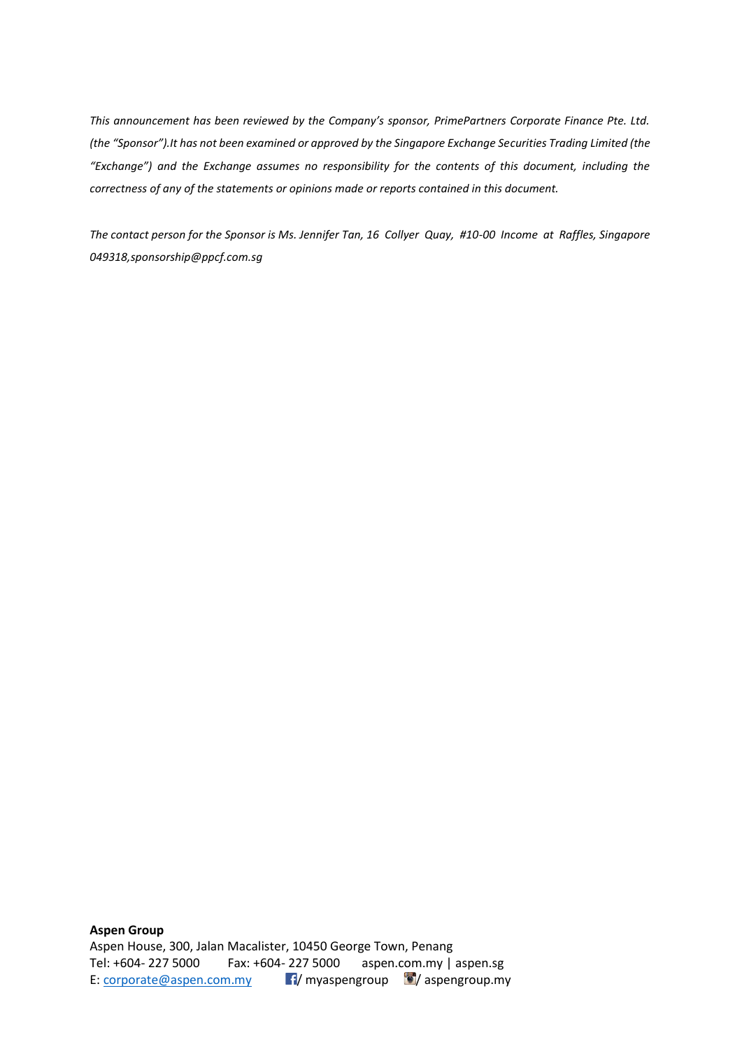*This announcement has been reviewed by the Company's sponsor, PrimePartners Corporate Finance Pte. Ltd. (the "Sponsor").It has not been examined or approved by the Singapore Exchange Securities Trading Limited (the "Exchange") and the Exchange assumes no responsibility for the contents of this document, including the correctness of any of the statements or opinions made or reports contained in this document.*

*The contact person for the Sponsor is Ms. Jennifer Tan, 16 Collyer Quay, #10-00 Income at Raffles, Singapore 049318,sponsorship@ppcf.com.sg*

**Aspen Group**
Aspen House, 300, Jalan Macalister, 10450 George Town, Penang
Tel: +604- 227 5000 Fax: +604- 227 5000 aspen.com.my | aspen.sg
E: corporate@aspen.com.my / myaspengroup / aspengroup.my